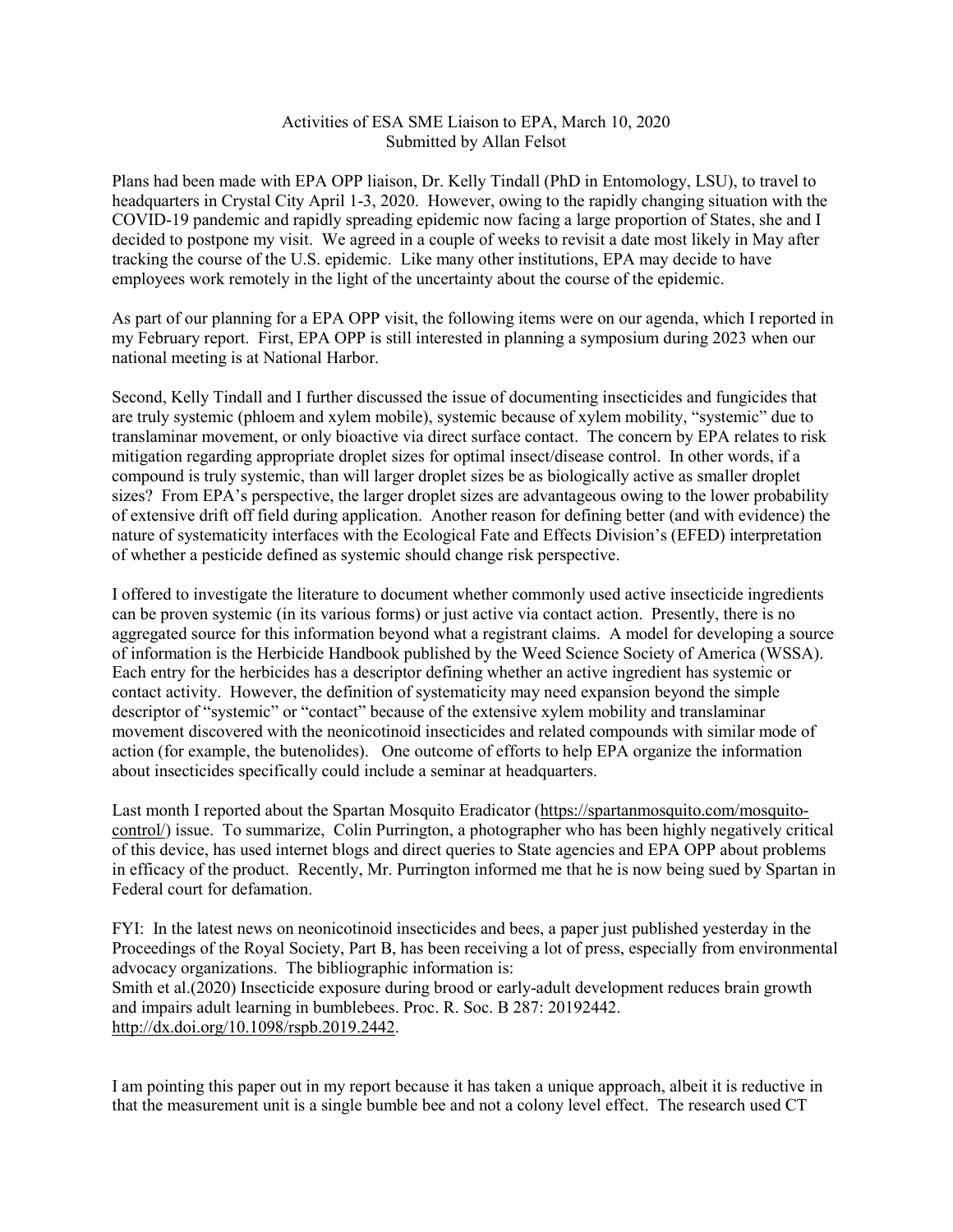Activities of ESA SME Liaison to EPA, March 10, 2020
Submitted by Allan Felsot

Plans had been made with EPA OPP liaison, Dr. Kelly Tindall (PhD in Entomology, LSU), to travel to headquarters in Crystal City April 1-3, 2020. However, owing to the rapidly changing situation with the COVID-19 pandemic and rapidly spreading epidemic now facing a large proportion of States, she and I decided to postpone my visit. We agreed in a couple of weeks to revisit a date most likely in May after tracking the course of the U.S. epidemic. Like many other institutions, EPA may decide to have employees work remotely in the light of the uncertainty about the course of the epidemic.

As part of our planning for a EPA OPP visit, the following items were on our agenda, which I reported in my February report. First, EPA OPP is still interested in planning a symposium during 2023 when our national meeting is at National Harbor.

Second, Kelly Tindall and I further discussed the issue of documenting insecticides and fungicides that are truly systemic (phloem and xylem mobile), systemic because of xylem mobility, "systemic" due to translaminar movement, or only bioactive via direct surface contact. The concern by EPA relates to risk mitigation regarding appropriate droplet sizes for optimal insect/disease control. In other words, if a compound is truly systemic, than will larger droplet sizes be as biologically active as smaller droplet sizes? From EPA's perspective, the larger droplet sizes are advantageous owing to the lower probability of extensive drift off field during application. Another reason for defining better (and with evidence) the nature of systematicity interfaces with the Ecological Fate and Effects Division's (EFED) interpretation of whether a pesticide defined as systemic should change risk perspective.

I offered to investigate the literature to document whether commonly used active insecticide ingredients can be proven systemic (in its various forms) or just active via contact action. Presently, there is no aggregated source for this information beyond what a registrant claims. A model for developing a source of information is the Herbicide Handbook published by the Weed Science Society of America (WSSA). Each entry for the herbicides has a descriptor defining whether an active ingredient has systemic or contact activity. However, the definition of systematicity may need expansion beyond the simple descriptor of "systemic" or "contact" because of the extensive xylem mobility and translaminar movement discovered with the neonicotinoid insecticides and related compounds with similar mode of action (for example, the butenolides). One outcome of efforts to help EPA organize the information about insecticides specifically could include a seminar at headquarters.

Last month I reported about the Spartan Mosquito Eradicator (https://spartanmosquito.com/mosquito-control/) issue. To summarize, Colin Purrington, a photographer who has been highly negatively critical of this device, has used internet blogs and direct queries to State agencies and EPA OPP about problems in efficacy of the product. Recently, Mr. Purrington informed me that he is now being sued by Spartan in Federal court for defamation.

FYI: In the latest news on neonicotinoid insecticides and bees, a paper just published yesterday in the Proceedings of the Royal Society, Part B, has been receiving a lot of press, especially from environmental advocacy organizations. The bibliographic information is:
Smith et al.(2020) Insecticide exposure during brood or early-adult development reduces brain growth and impairs adult learning in bumblebees. Proc. R. Soc. B 287: 20192442. http://dx.doi.org/10.1098/rspb.2019.2442.

I am pointing this paper out in my report because it has taken a unique approach, albeit it is reductive in that the measurement unit is a single bumble bee and not a colony level effect. The research used CT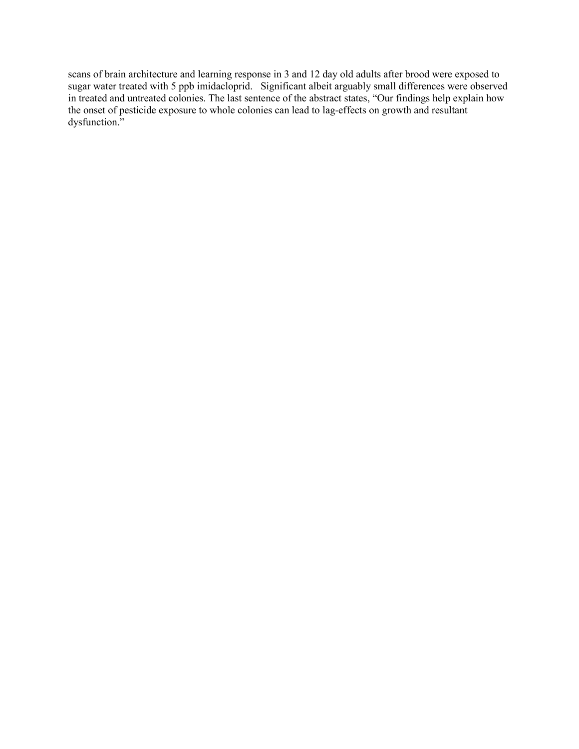scans of brain architecture and learning response in 3 and 12 day old adults after brood were exposed to sugar water treated with 5 ppb imidacloprid. Significant albeit arguably small differences were observed in treated and untreated colonies. The last sentence of the abstract states, "Our findings help explain how the onset of pesticide exposure to whole colonies can lead to lag-effects on growth and resultant dysfunction."